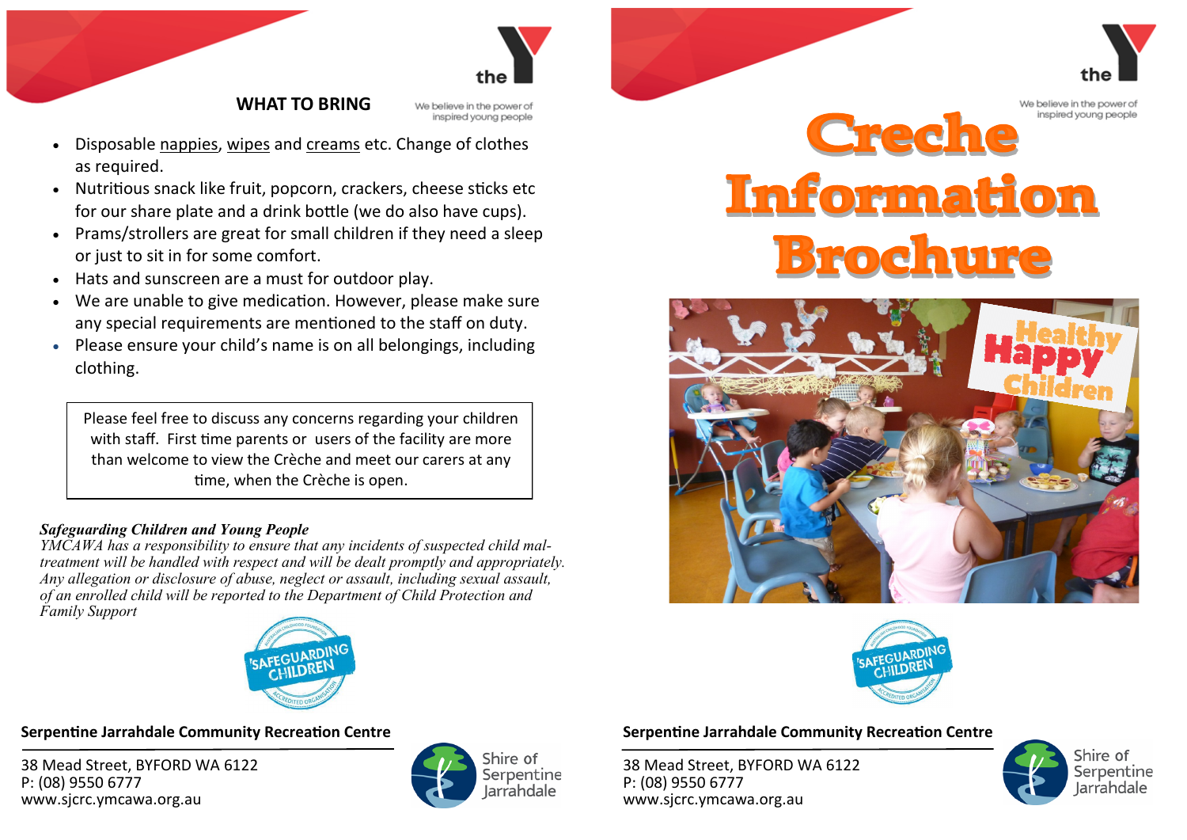## WHAT TO BRING

- Disposable nappies, wipes and creams etc. Change of clothes as required.
- Nutritious snack like fruit, popcorn, crackers, cheese sticks etc for our share plate and a drink bottle (we do also have cups).
- Prams/strollers are great for small children if they need a sleep or just to sit in for some comfort.
- Hats and sunscreen are a must for outdoor play.
- We are unable to give medication. However, please make sure any special requirements are mentioned to the staff on duty.
- Please ensure your child's name is on all belongings, including clothing.

Please feel free to discuss any concerns regarding your children with staff. First time parents or users of the facility are more than welcome to view the Crèche and meet our carers at any time, when the Crèche is open.

***Safeguarding Children and Young People***

*YMCAWA has a responsibility to ensure that any incidents of suspected child maltreatment will be handled with respect and will be dealt promptly and appropriately. Any allegation or disclosure of abuse, neglect or assault, including sexual assault, of an enrolled child will be reported to the Department of Child Protection and Family Support*

**Serpentine Jarrahdale Community Recreation Centre**

38 Mead Street, BYFORD WA 6122
P: (08) 9550 6777
www.sjcrc.ymcawa.org.au

# Creche Information Brochure

**Serpentine Jarrahdale Community Recreation Centre**

38 Mead Street, BYFORD WA 6122
P: (08) 9550 6777
www.sjcrc.ymcawa.org.au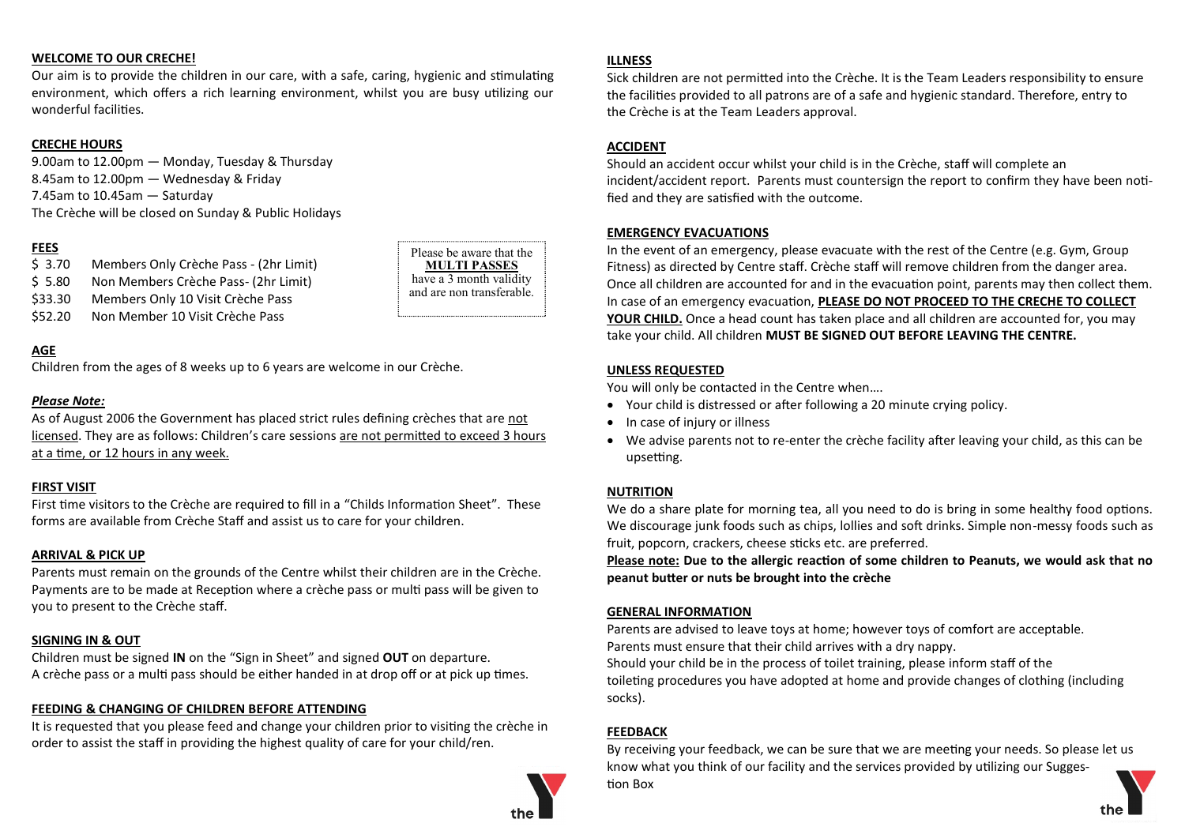## WELCOME TO OUR CRECHE!

Our aim is to provide the children in our care, with a safe, caring, hygienic and stimulating environment, which offers a rich learning environment, whilst you are busy utilizing our wonderful facilities.

## CRECHE HOURS

9.00am to 12.00pm — Monday, Tuesday & Thursday
8.45am to 12.00pm — Wednesday & Friday
7.45am to 10.45am — Saturday
The Crèche will be closed on Sunday & Public Holidays

## FEES

| | |
|---|---|
| $ 3.70 | Members Only Crèche Pass - (2hr Limit) |
| $ 5.80 | Non Members Crèche Pass- (2hr Limit) |
| $33.30 | Members Only 10 Visit Crèche Pass |
| $52.20 | Non Member 10 Visit Crèche Pass |

Please be aware that the **MULTI PASSES** have a 3 month validity and are non transferable.

## AGE

Children from the ages of 8 weeks up to 6 years are welcome in our Crèche.

***Please Note:***

As of August 2006 the Government has placed strict rules defining crèches that are not licensed. They are as follows: Children's care sessions are not permitted to exceed 3 hours at a time, or 12 hours in any week.

## FIRST VISIT

First time visitors to the Crèche are required to fill in a "Childs Information Sheet". These forms are available from Crèche Staff and assist us to care for your children.

## ARRIVAL & PICK UP

Parents must remain on the grounds of the Centre whilst their children are in the Crèche. Payments are to be made at Reception where a crèche pass or multi pass will be given to you to present to the Crèche staff.

## SIGNING IN & OUT

Children must be signed **IN** on the "Sign in Sheet" and signed **OUT** on departure.
A crèche pass or a multi pass should be either handed in at drop off or at pick up times.

## FEEDING & CHANGING OF CHILDREN BEFORE ATTENDING

It is requested that you please feed and change your children prior to visiting the crèche in order to assist the staff in providing the highest quality of care for your child/ren.

## ILLNESS

Sick children are not permitted into the Crèche. It is the Team Leaders responsibility to ensure the facilities provided to all patrons are of a safe and hygienic standard. Therefore, entry to the Crèche is at the Team Leaders approval.

## ACCIDENT

Should an accident occur whilst your child is in the Crèche, staff will complete an incident/accident report. Parents must countersign the report to confirm they have been notified and they are satisfied with the outcome.

## EMERGENCY EVACUATIONS

In the event of an emergency, please evacuate with the rest of the Centre (e.g. Gym, Group Fitness) as directed by Centre staff. Crèche staff will remove children from the danger area. Once all children are accounted for and in the evacuation point, parents may then collect them. In case of an emergency evacuation, **PLEASE DO NOT PROCEED TO THE CRECHE TO COLLECT YOUR CHILD.** Once a head count has taken place and all children are accounted for, you may take your child. All children **MUST BE SIGNED OUT BEFORE LEAVING THE CENTRE.**

## UNLESS REQUESTED

You will only be contacted in the Centre when….

- Your child is distressed or after following a 20 minute crying policy.
- In case of injury or illness
- We advise parents not to re-enter the crèche facility after leaving your child, as this can be upsetting.

## NUTRITION

We do a share plate for morning tea, all you need to do is bring in some healthy food options. We discourage junk foods such as chips, lollies and soft drinks. Simple non-messy foods such as fruit, popcorn, crackers, cheese sticks etc. are preferred.

**Please note: Due to the allergic reaction of some children to Peanuts, we would ask that no peanut butter or nuts be brought into the crèche**

## GENERAL INFORMATION

Parents are advised to leave toys at home; however toys of comfort are acceptable.
Parents must ensure that their child arrives with a dry nappy.
Should your child be in the process of toilet training, please inform staff of the toileting procedures you have adopted at home and provide changes of clothing (including socks).

## FEEDBACK

By receiving your feedback, we can be sure that we are meeting your needs. So please let us know what you think of our facility and the services provided by utilizing our Suggestion Box